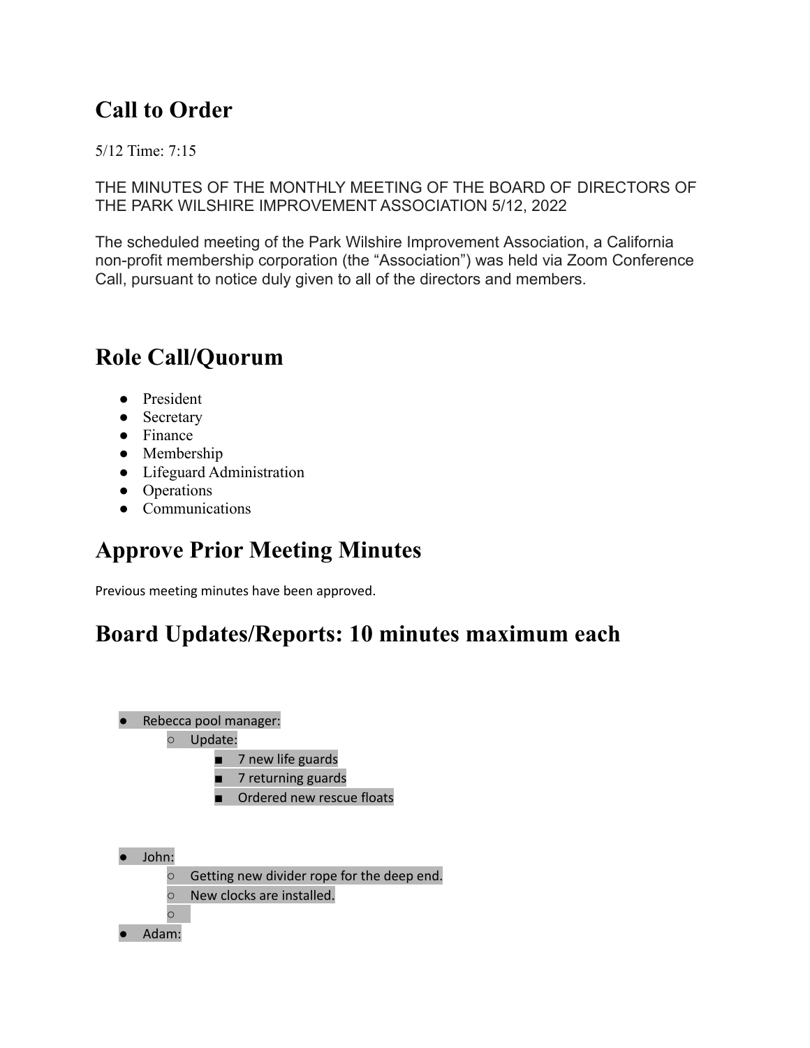# Call to Order

5/12 Time: 7:15

THE MINUTES OF THE MONTHLY MEETING OF THE BOARD OF DIRECTORS OF THE PARK WILSHIRE IMPROVEMENT ASSOCIATION 5/12, 2022

The scheduled meeting of the Park Wilshire Improvement Association, a California non-profit membership corporation (the "Association") was held via Zoom Conference Call, pursuant to notice duly given to all of the directors and members.

# Role Call/Quorum

- President
- Secretary
- Finance
- Membership
- Lifeguard Administration
- Operations
- Communications

# Approve Prior Meeting Minutes

Previous meeting minutes have been approved.

# Board Updates/Reports: 10 minutes maximum each

- Rebecca pool manager:
  - Update:
    - 7 new life guards
    - 7 returning guards
    - Ordered new rescue floats

- John:
  - Getting new divider rope for the deep end.
  - New clocks are installed.
  - 
- Adam: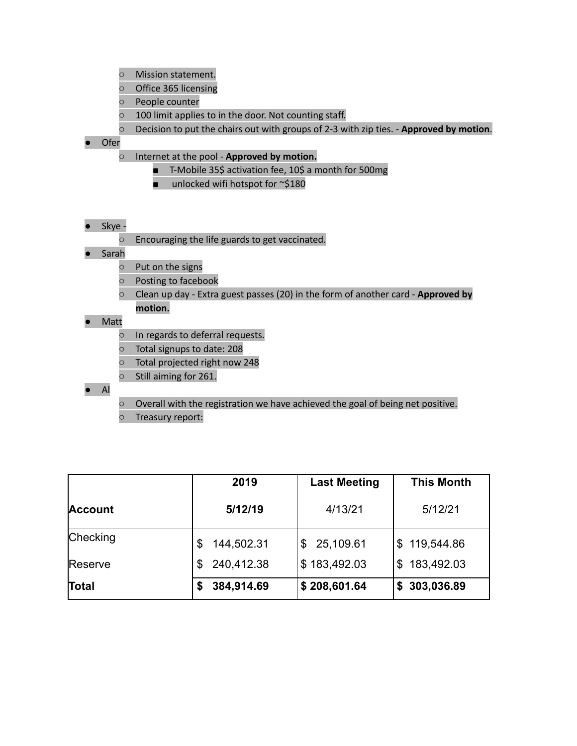- Mission statement.
  - Office 365 licensing
  - People counter
  - 100 limit applies to in the door. Not counting staff.
  - Decision to put the chairs out with groups of 2-3 with zip ties. - **Approved by motion**.
- Ofer
  - Internet at the pool - **Approved by motion.**
    - T-Mobile 35$ activation fee, 10$ a month for 500mg
    - unlocked wifi hotspot for ~$180
- Skye -
  - Encouraging the life guards to get vaccinated.
- Sarah
  - Put on the signs
  - Posting to facebook
  - Clean up day - Extra guest passes (20) in the form of another card - **Approved by motion.**
- Matt
  - In regards to deferral requests.
  - Total signups to date: 208
  - Total projected right now 248
  - Still aiming for 261.
- Al
  - Overall with the registration we have achieved the goal of being net positive.
  - Treasury report:

| Account | 2019<br>5/12/19 | Last Meeting<br>4/13/21 | This Month<br>5/12/21 |
|---|---|---|---|
| Checking | $ 144,502.31 | $ 25,109.61 | $ 119,544.86 |
| Reserve | $ 240,412.38 | $ 183,492.03 | $ 183,492.03 |
| **Total** | **$ 384,914.69** | **$ 208,601.64** | **$ 303,036.89** |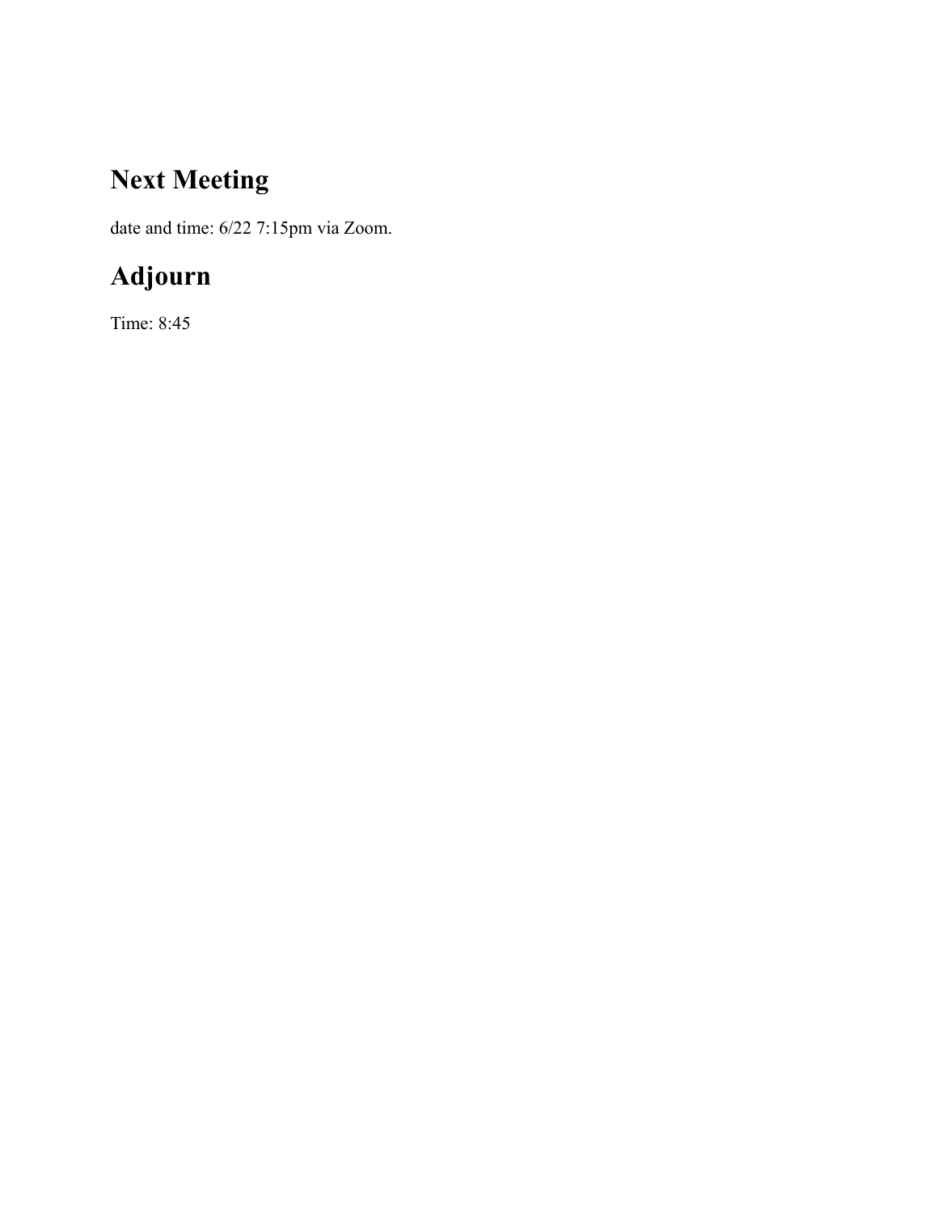## Next Meeting

date and time: 6/22 7:15pm via Zoom.

## Adjourn

Time: 8:45